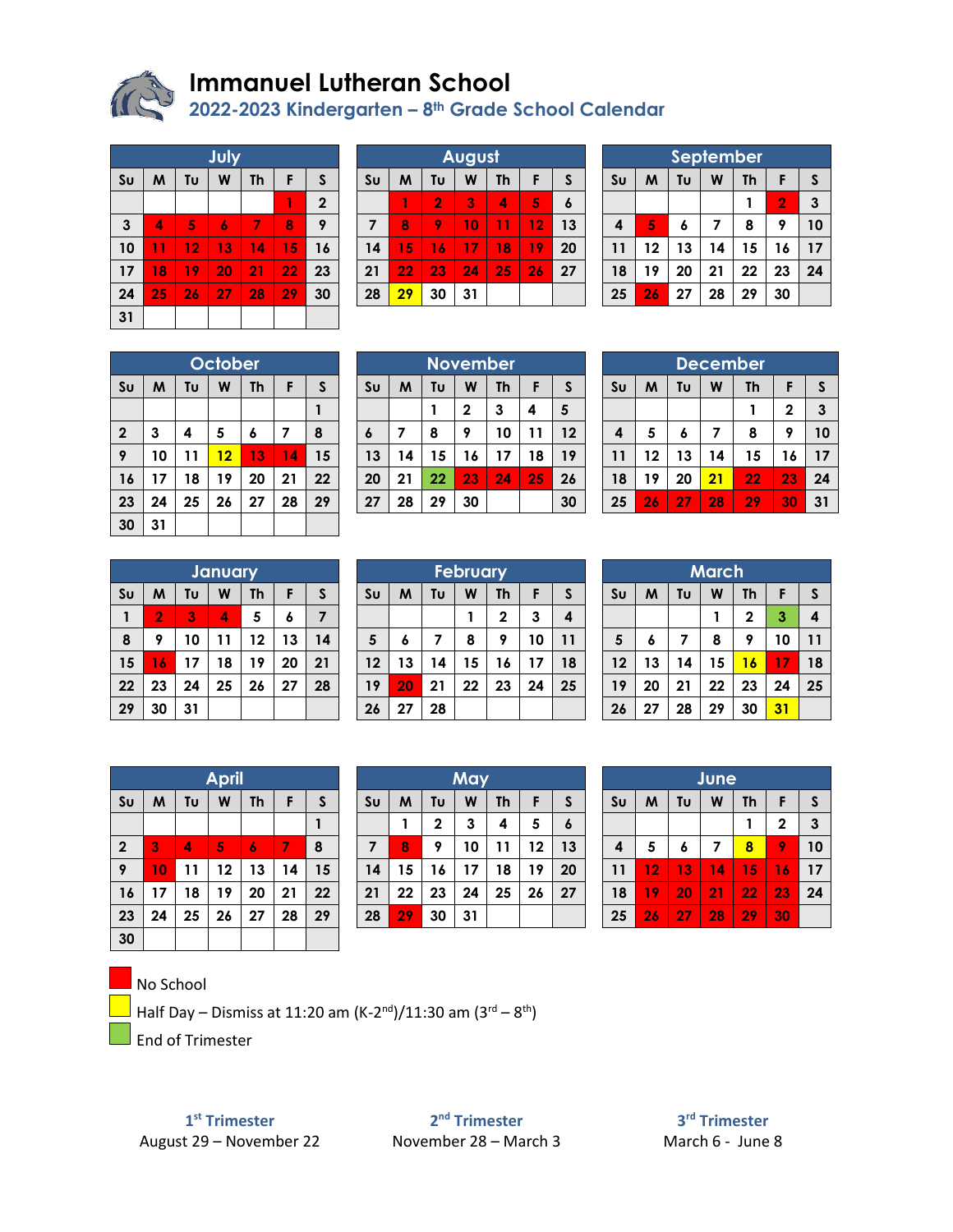# Immanuel Lutheran School

## 2022-2023 Kindergarten – 8th Grade School Calendar

| July | | | | | | |
|---|---|---|---|---|---|---|
| Su | M | Tu | W | Th | F | S |
| | | | | | 1 | 2 |
| 3 | 4 | 5 | 6 | 7 | 8 | 9 |
| 10 | 11 | 12 | 13 | 14 | 15 | 16 |
| 17 | 18 | 19 | 20 | 21 | 22 | 23 |
| 24 | 25 | 26 | 27 | 28 | 29 | 30 |
| 31 | | | | | | |

| August | | | | | | |
|---|---|---|---|---|---|---|
| Su | M | Tu | W | Th | F | S |
| | 1 | 2 | 3 | 4 | 5 | 6 |
| 7 | 8 | 9 | 10 | 11 | 12 | 13 |
| 14 | 15 | 16 | 17 | 18 | 19 | 20 |
| 21 | 22 | 23 | 24 | 25 | 26 | 27 |
| 28 | 29 | 30 | 31 | | | |

| September | | | | | | |
|---|---|---|---|---|---|---|
| Su | M | Tu | W | Th | F | S |
| | | | | 1 | 2 | 3 |
| 4 | 5 | 6 | 7 | 8 | 9 | 10 |
| 11 | 12 | 13 | 14 | 15 | 16 | 17 |
| 18 | 19 | 20 | 21 | 22 | 23 | 24 |
| 25 | 26 | 27 | 28 | 29 | 30 | |

| October | | | | | | |
|---|---|---|---|---|---|---|
| Su | M | Tu | W | Th | F | S |
| | | | | | | 1 |
| 2 | 3 | 4 | 5 | 6 | 7 | 8 |
| 9 | 10 | 11 | 12 | 13 | 14 | 15 |
| 16 | 17 | 18 | 19 | 20 | 21 | 22 |
| 23 | 24 | 25 | 26 | 27 | 28 | 29 |
| 30 | 31 | | | | | |

| November | | | | | | |
|---|---|---|---|---|---|---|
| Su | M | Tu | W | Th | F | S |
| | | 1 | 2 | 3 | 4 | 5 |
| 6 | 7 | 8 | 9 | 10 | 11 | 12 |
| 13 | 14 | 15 | 16 | 17 | 18 | 19 |
| 20 | 21 | 22 | 23 | 24 | 25 | 26 |
| 27 | 28 | 29 | 30 | | | 30 |

| December | | | | | | |
|---|---|---|---|---|---|---|
| Su | M | Tu | W | Th | F | S |
| | | | | 1 | 2 | 3 |
| 4 | 5 | 6 | 7 | 8 | 9 | 10 |
| 11 | 12 | 13 | 14 | 15 | 16 | 17 |
| 18 | 19 | 20 | 21 | 22 | 23 | 24 |
| 25 | 26 | 27 | 28 | 29 | 30 | 31 |

| January | | | | | | |
|---|---|---|---|---|---|---|
| Su | M | Tu | W | Th | F | S |
| 1 | 2 | 3 | 4 | 5 | 6 | 7 |
| 8 | 9 | 10 | 11 | 12 | 13 | 14 |
| 15 | 16 | 17 | 18 | 19 | 20 | 21 |
| 22 | 23 | 24 | 25 | 26 | 27 | 28 |
| 29 | 30 | 31 | | | | |

| February | | | | | | |
|---|---|---|---|---|---|---|
| Su | M | Tu | W | Th | F | S |
| | | | 1 | 2 | 3 | 4 |
| 5 | 6 | 7 | 8 | 9 | 10 | 11 |
| 12 | 13 | 14 | 15 | 16 | 17 | 18 |
| 19 | 20 | 21 | 22 | 23 | 24 | 25 |
| 26 | 27 | 28 | | | | |

| March | | | | | | |
|---|---|---|---|---|---|---|
| Su | M | Tu | W | Th | F | S |
| | | | 1 | 2 | 3 | 4 |
| 5 | 6 | 7 | 8 | 9 | 10 | 11 |
| 12 | 13 | 14 | 15 | 16 | 17 | 18 |
| 19 | 20 | 21 | 22 | 23 | 24 | 25 |
| 26 | 27 | 28 | 29 | 30 | 31 | |

| April | | | | | | |
|---|---|---|---|---|---|---|
| Su | M | Tu | W | Th | F | S |
| | | | | | | 1 |
| 2 | 3 | 4 | 5 | 6 | 7 | 8 |
| 9 | 10 | 11 | 12 | 13 | 14 | 15 |
| 16 | 17 | 18 | 19 | 20 | 21 | 22 |
| 23 | 24 | 25 | 26 | 27 | 28 | 29 |
| 30 | | | | | | |

| May | | | | | | |
|---|---|---|---|---|---|---|
| Su | M | Tu | W | Th | F | S |
| | 1 | 2 | 3 | 4 | 5 | 6 |
| 7 | 8 | 9 | 10 | 11 | 12 | 13 |
| 14 | 15 | 16 | 17 | 18 | 19 | 20 |
| 21 | 22 | 23 | 24 | 25 | 26 | 27 |
| 28 | 29 | 30 | 31 | | | |

| June | | | | | | |
|---|---|---|---|---|---|---|
| Su | M | Tu | W | Th | F | S |
| | | | | 1 | 2 | 3 |
| 4 | 5 | 6 | 7 | 8 | 9 | 10 |
| 11 | 12 | 13 | 14 | 15 | 16 | 17 |
| 18 | 19 | 20 | 21 | 22 | 23 | 24 |
| 25 | 26 | 27 | 28 | 29 | 30 | |

- No School
- Half Day – Dismiss at 11:20 am (K-2nd)/11:30 am (3rd – 8th)
- End of Trimester

| 1st Trimester | 2nd Trimester | 3rd Trimester |
|---|---|---|
| August 29 – November 22 | November 28 – March 3 | March 6 - June 8 |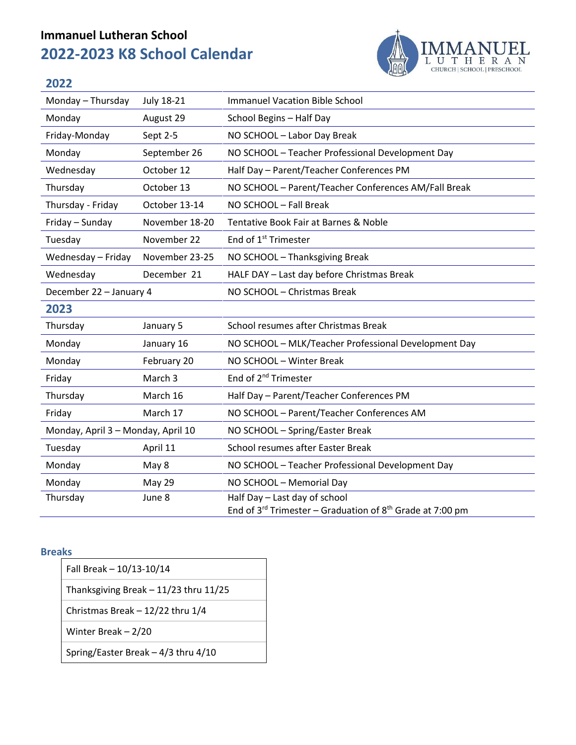# Immanuel Lutheran School

## 2022-2023 K8 School Calendar

### 2022

| | | |
|---|---|---|
| Monday – Thursday | July 18-21 | Immanuel Vacation Bible School |
| Monday | August 29 | School Begins – Half Day |
| Friday-Monday | Sept 2-5 | NO SCHOOL – Labor Day Break |
| Monday | September 26 | NO SCHOOL – Teacher Professional Development Day |
| Wednesday | October 12 | Half Day – Parent/Teacher Conferences PM |
| Thursday | October 13 | NO SCHOOL – Parent/Teacher Conferences AM/Fall Break |
| Thursday - Friday | October 13-14 | NO SCHOOL – Fall Break |
| Friday – Sunday | November 18-20 | Tentative Book Fair at Barnes & Noble |
| Tuesday | November 22 | End of 1st Trimester |
| Wednesday – Friday | November 23-25 | NO SCHOOL – Thanksgiving Break |
| Wednesday | December 21 | HALF DAY – Last day before Christmas Break |
| December 22 – January 4 | | NO SCHOOL – Christmas Break |

### 2023

| | | |
|---|---|---|
| Thursday | January 5 | School resumes after Christmas Break |
| Monday | January 16 | NO SCHOOL – MLK/Teacher Professional Development Day |
| Monday | February 20 | NO SCHOOL – Winter Break |
| Friday | March 3 | End of 2nd Trimester |
| Thursday | March 16 | Half Day – Parent/Teacher Conferences PM |
| Friday | March 17 | NO SCHOOL – Parent/Teacher Conferences AM |
| Monday, April 3 – Monday, April 10 | | NO SCHOOL – Spring/Easter Break |
| Tuesday | April 11 | School resumes after Easter Break |
| Monday | May 8 | NO SCHOOL – Teacher Professional Development Day |
| Monday | May 29 | NO SCHOOL – Memorial Day |
| Thursday | June 8 | Half Day – Last day of school<br>End of 3rd Trimester – Graduation of 8th Grade at 7:00 pm |

### Breaks

| |
|---|
| Fall Break – 10/13-10/14 |
| Thanksgiving Break – 11/23 thru 11/25 |
| Christmas Break – 12/22 thru 1/4 |
| Winter Break – 2/20 |
| Spring/Easter Break – 4/3 thru 4/10 |